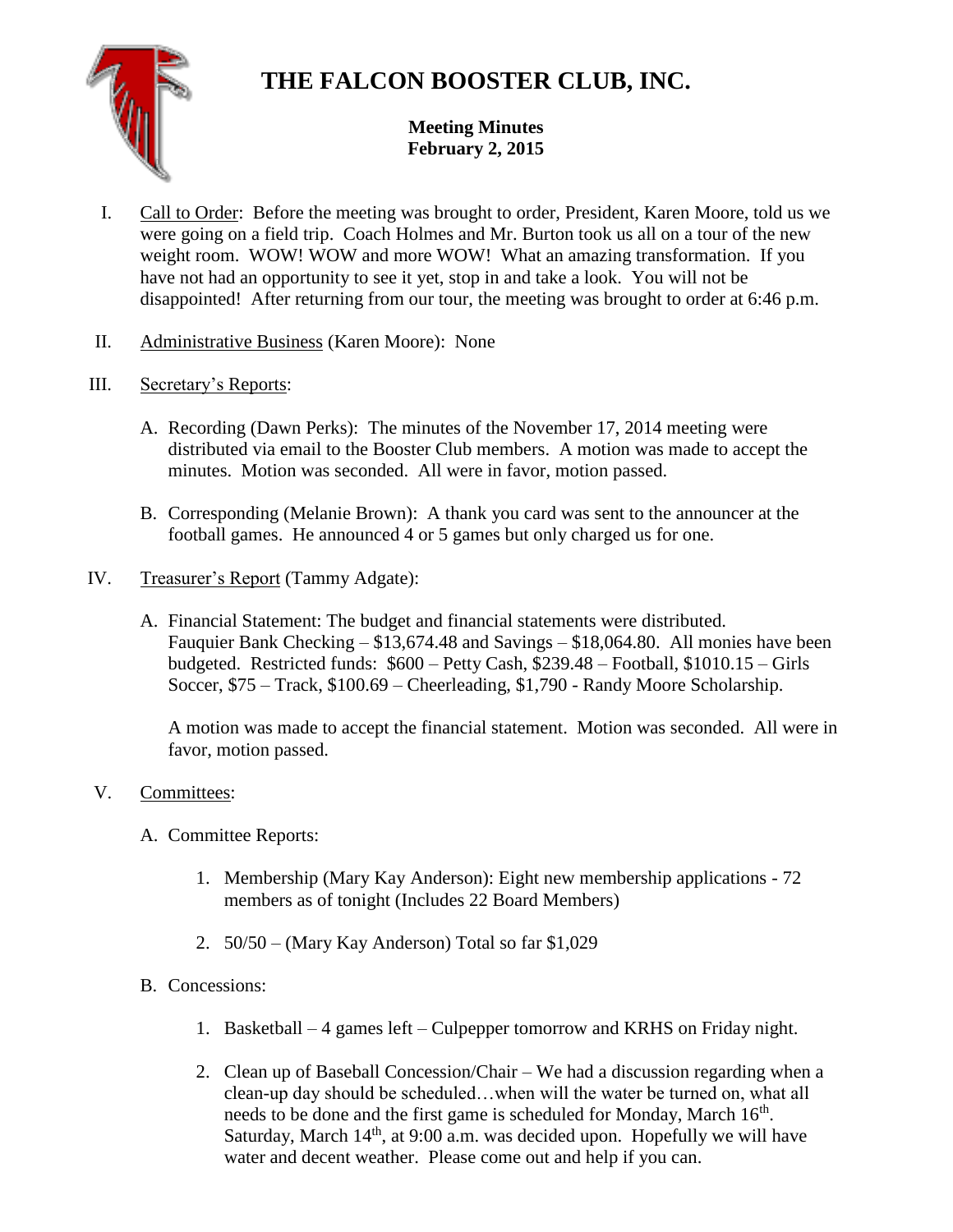# THE FALCON BOOSTER CLUB, INC.

**Meeting Minutes**
**February 2, 2015**

I. Call to Order: Before the meeting was brought to order, President, Karen Moore, told us we were going on a field trip. Coach Holmes and Mr. Burton took us all on a tour of the new weight room. WOW! WOW and more WOW! What an amazing transformation. If you have not had an opportunity to see it yet, stop in and take a look. You will not be disappointed! After returning from our tour, the meeting was brought to order at 6:46 p.m.

II. Administrative Business (Karen Moore): None

III. Secretary's Reports:

   A. Recording (Dawn Perks): The minutes of the November 17, 2014 meeting were distributed via email to the Booster Club members. A motion was made to accept the minutes. Motion was seconded. All were in favor, motion passed.

   B. Corresponding (Melanie Brown): A thank you card was sent to the announcer at the football games. He announced 4 or 5 games but only charged us for one.

IV. Treasurer's Report (Tammy Adgate):

   A. Financial Statement: The budget and financial statements were distributed. Fauquier Bank Checking – $13,674.48 and Savings – $18,064.80. All monies have been budgeted. Restricted funds: $600 – Petty Cash, $239.48 – Football, $1010.15 – Girls Soccer, $75 – Track, $100.69 – Cheerleading, $1,790 - Randy Moore Scholarship.

   A motion was made to accept the financial statement. Motion was seconded. All were in favor, motion passed.

V. Committees:

   A. Committee Reports:

      1. Membership (Mary Kay Anderson): Eight new membership applications - 72 members as of tonight (Includes 22 Board Members)

      2. 50/50 – (Mary Kay Anderson) Total so far $1,029

   B. Concessions:

      1. Basketball – 4 games left – Culpepper tomorrow and KRHS on Friday night.

      2. Clean up of Baseball Concession/Chair – We had a discussion regarding when a clean-up day should be scheduled…when will the water be turned on, what all needs to be done and the first game is scheduled for Monday, March 16th. Saturday, March 14th, at 9:00 a.m. was decided upon. Hopefully we will have water and decent weather. Please come out and help if you can.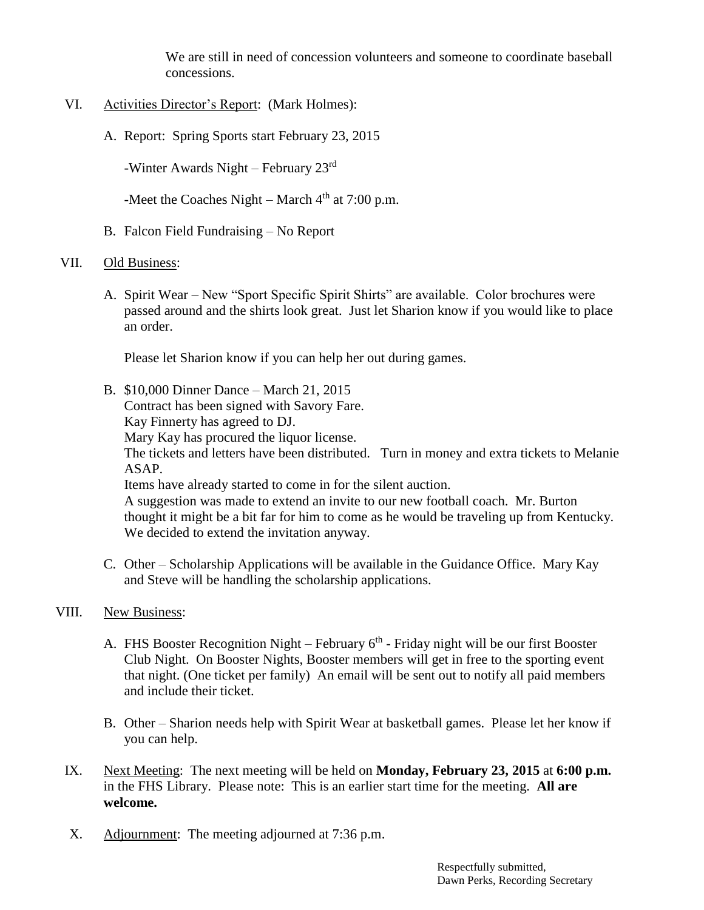We are still in need of concession volunteers and someone to coordinate baseball concessions.

VI. Activities Director's Report: (Mark Holmes):

A. Report: Spring Sports start February 23, 2015

-Winter Awards Night – February 23rd

-Meet the Coaches Night – March 4th at 7:00 p.m.

B. Falcon Field Fundraising – No Report

VII. Old Business:

A. Spirit Wear – New "Sport Specific Spirit Shirts" are available. Color brochures were passed around and the shirts look great. Just let Sharion know if you would like to place an order.

Please let Sharion know if you can help her out during games.

B. $10,000 Dinner Dance – March 21, 2015
Contract has been signed with Savory Fare.
Kay Finnerty has agreed to DJ.
Mary Kay has procured the liquor license.
The tickets and letters have been distributed. Turn in money and extra tickets to Melanie ASAP.
Items have already started to come in for the silent auction.
A suggestion was made to extend an invite to our new football coach. Mr. Burton thought it might be a bit far for him to come as he would be traveling up from Kentucky. We decided to extend the invitation anyway.

C. Other – Scholarship Applications will be available in the Guidance Office. Mary Kay and Steve will be handling the scholarship applications.

VIII. New Business:

A. FHS Booster Recognition Night – February 6th - Friday night will be our first Booster Club Night. On Booster Nights, Booster members will get in free to the sporting event that night. (One ticket per family) An email will be sent out to notify all paid members and include their ticket.

B. Other – Sharion needs help with Spirit Wear at basketball games. Please let her know if you can help.

IX. Next Meeting: The next meeting will be held on **Monday, February 23, 2015** at **6:00 p.m.** in the FHS Library. Please note: This is an earlier start time for the meeting. **All are welcome.**

X. Adjournment: The meeting adjourned at 7:36 p.m.

Respectfully submitted,
Dawn Perks, Recording Secretary